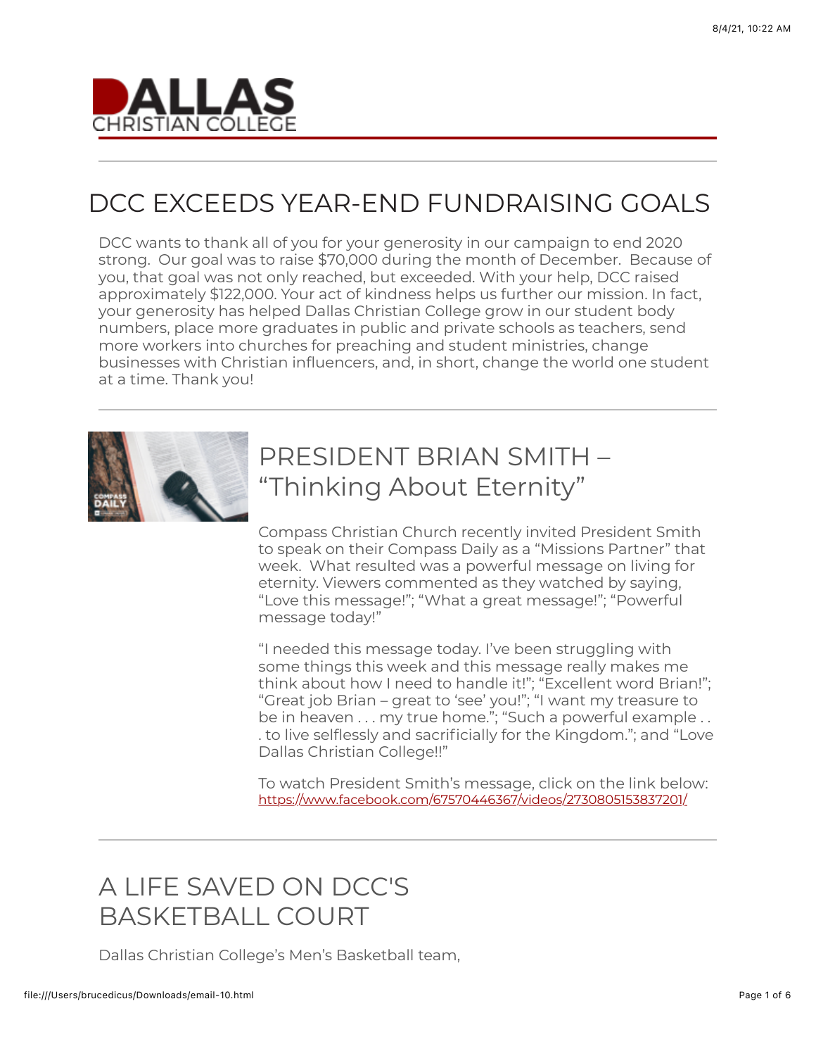# DALLAS CHRISTIAN COLLEGE

## DCC EXCEEDS YEAR-END FUNDRAISING GOALS

DCC wants to thank all of you for your generosity in our campaign to end 2020 strong. Our goal was to raise $70,000 during the month of December. Because of you, that goal was not only reached, but exceeded. With your help, DCC raised approximately $122,000. Your act of kindness helps us further our mission. In fact, your generosity has helped Dallas Christian College grow in our student body numbers, place more graduates in public and private schools as teachers, send more workers into churches for preaching and student ministries, change businesses with Christian influencers, and, in short, change the world one student at a time. Thank you!

## PRESIDENT BRIAN SMITH – "Thinking About Eternity"

Compass Christian Church recently invited President Smith to speak on their Compass Daily as a "Missions Partner" that week. What resulted was a powerful message on living for eternity. Viewers commented as they watched by saying, "Love this message!"; "What a great message!"; "Powerful message today!"

"I needed this message today. I've been struggling with some things this week and this message really makes me think about how I need to handle it!"; "Excellent word Brian!"; "Great job Brian – great to 'see' you!"; "I want my treasure to be in heaven . . . my true home."; "Such a powerful example . . . to live selflessly and sacrificially for the Kingdom."; and "Love Dallas Christian College!!"

To watch President Smith's message, click on the link below:
https://www.facebook.com/67570446367/videos/2730805153837201/

## A LIFE SAVED ON DCC'S BASKETBALL COURT

Dallas Christian College's Men's Basketball team,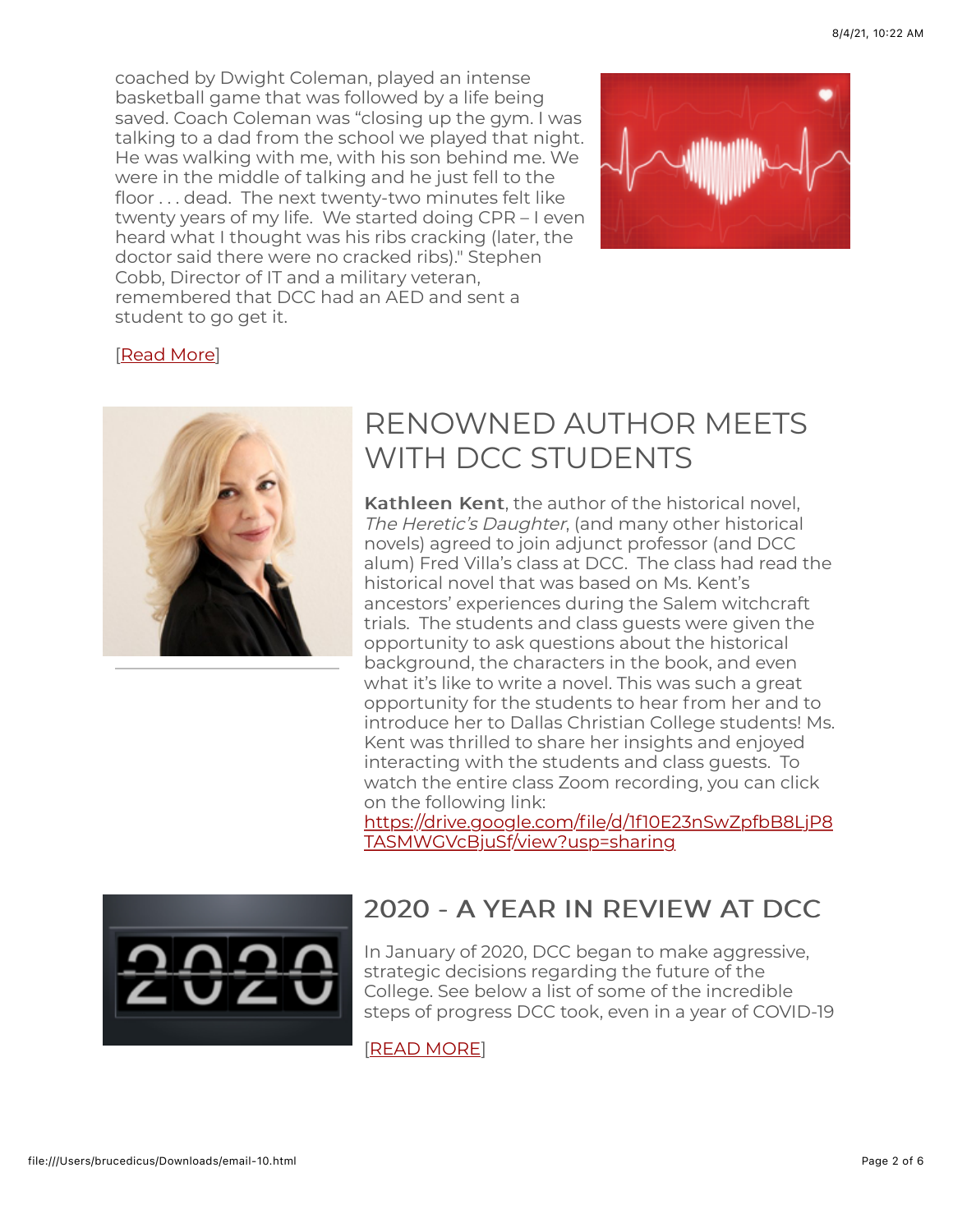coached by Dwight Coleman, played an intense basketball game that was followed by a life being saved. Coach Coleman was "closing up the gym. I was talking to a dad from the school we played that night. He was walking with me, with his son behind me. We were in the middle of talking and he just fell to the floor . . . dead. The next twenty-two minutes felt like twenty years of my life. We started doing CPR – I even heard what I thought was his ribs cracking (later, the doctor said there were no cracked ribs)." Stephen Cobb, Director of IT and a military veteran, remembered that DCC had an AED and sent a student to go get it.

[Read More]

## RENOWNED AUTHOR MEETS WITH DCC STUDENTS

**Kathleen Kent**, the author of the historical novel, *The Heretic's Daughter*, (and many other historical novels) agreed to join adjunct professor (and DCC alum) Fred Villa's class at DCC. The class had read the historical novel that was based on Ms. Kent's ancestors' experiences during the Salem witchcraft trials. The students and class guests were given the opportunity to ask questions about the historical background, the characters in the book, and even what it's like to write a novel. This was such a great opportunity for the students to hear from her and to introduce her to Dallas Christian College students! Ms. Kent was thrilled to share her insights and enjoyed interacting with the students and class guests. To watch the entire class Zoom recording, you can click on the following link: https://drive.google.com/file/d/1f10E23nSwZpfbB8LjP8TASMWGVcBjuSf/view?usp=sharing

## 2020 - A YEAR IN REVIEW AT DCC

In January of 2020, DCC began to make aggressive, strategic decisions regarding the future of the College. See below a list of some of the incredible steps of progress DCC took, even in a year of COVID-19

[READ MORE]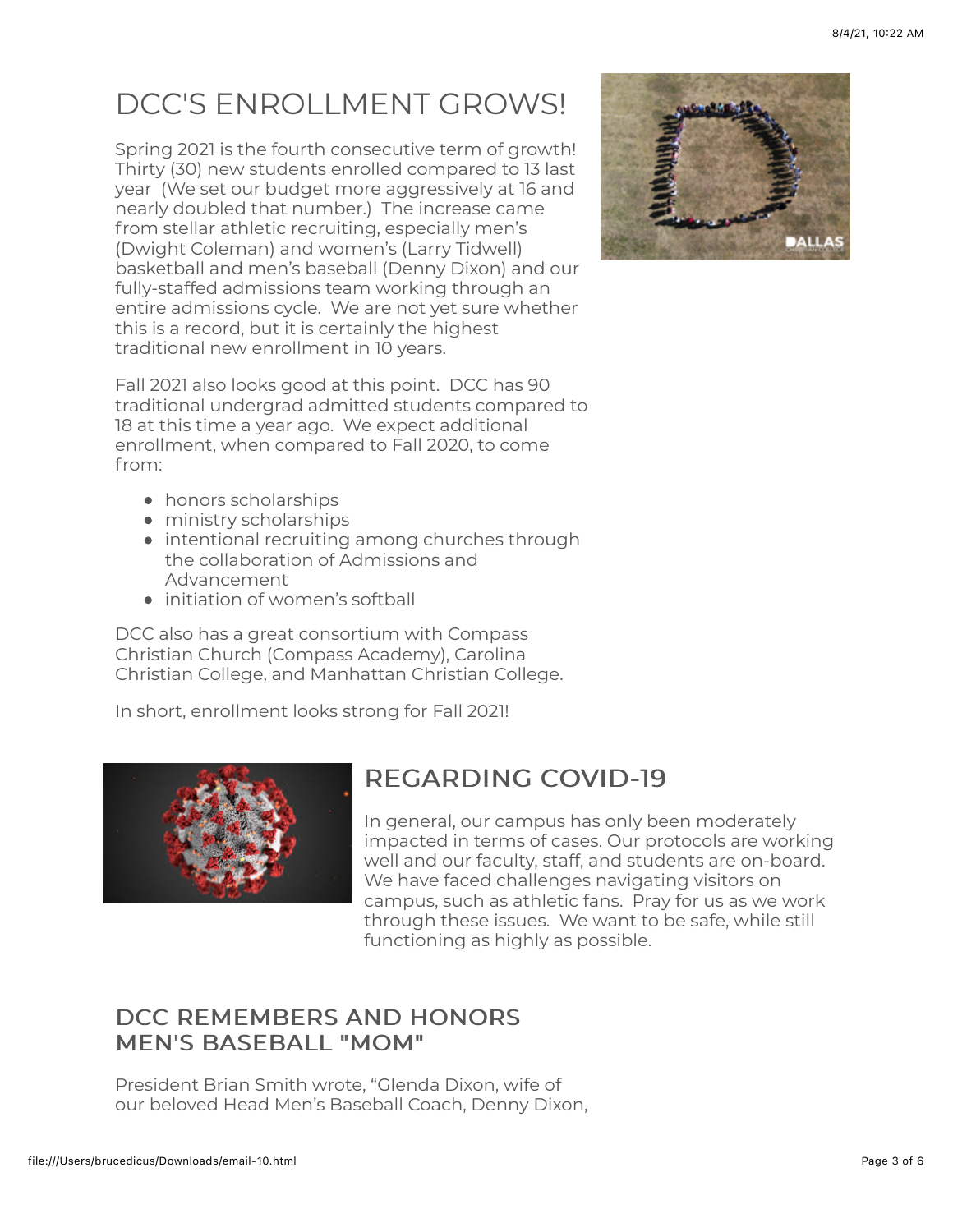# DCC'S ENROLLMENT GROWS!

Spring 2021 is the fourth consecutive term of growth! Thirty (30) new students enrolled compared to 13 last year (We set our budget more aggressively at 16 and nearly doubled that number.) The increase came from stellar athletic recruiting, especially men's (Dwight Coleman) and women's (Larry Tidwell) basketball and men's baseball (Denny Dixon) and our fully-staffed admissions team working through an entire admissions cycle. We are not yet sure whether this is a record, but it is certainly the highest traditional new enrollment in 10 years.

Fall 2021 also looks good at this point. DCC has 90 traditional undergrad admitted students compared to 18 at this time a year ago. We expect additional enrollment, when compared to Fall 2020, to come from:

- honors scholarships
- ministry scholarships
- intentional recruiting among churches through the collaboration of Admissions and Advancement
- initiation of women's softball

DCC also has a great consortium with Compass Christian Church (Compass Academy), Carolina Christian College, and Manhattan Christian College.

In short, enrollment looks strong for Fall 2021!

## REGARDING COVID-19

In general, our campus has only been moderately impacted in terms of cases. Our protocols are working well and our faculty, staff, and students are on-board. We have faced challenges navigating visitors on campus, such as athletic fans. Pray for us as we work through these issues. We want to be safe, while still functioning as highly as possible.

## DCC REMEMBERS AND HONORS MEN'S BASEBALL "MOM"

President Brian Smith wrote, "Glenda Dixon, wife of our beloved Head Men's Baseball Coach, Denny Dixon,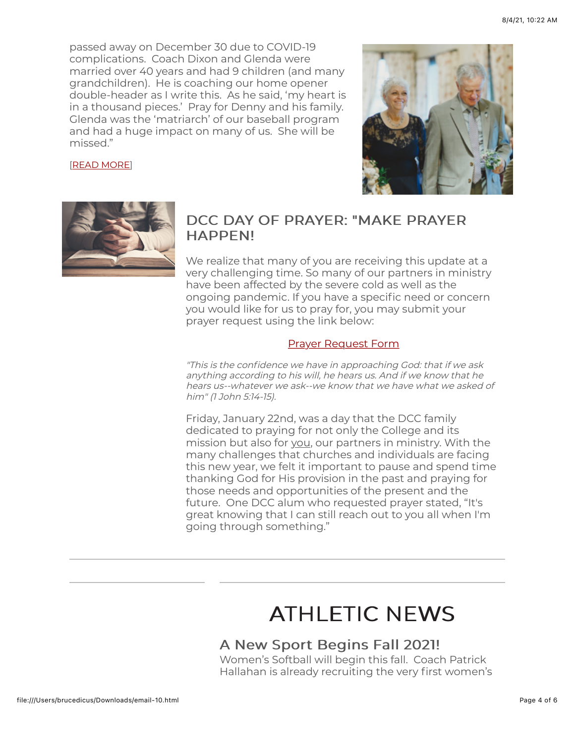passed away on December 30 due to COVID-19 complications. Coach Dixon and Glenda were married over 40 years and had 9 children (and many grandchildren). He is coaching our home opener double-header as I write this. As he said, 'my heart is in a thousand pieces.' Pray for Denny and his family. Glenda was the 'matriarch' of our baseball program and had a huge impact on many of us. She will be missed."

[READ MORE]

## DCC DAY OF PRAYER: "MAKE PRAYER HAPPEN!

We realize that many of you are receiving this update at a very challenging time. So many of our partners in ministry have been affected by the severe cold as well as the ongoing pandemic. If you have a specific need or concern you would like for us to pray for, you may submit your prayer request using the link below:

Prayer Request Form

*"This is the confidence we have in approaching God: that if we ask anything according to his will, he hears us. And if we know that he hears us--whatever we ask--we know that we have what we asked of him" (1 John 5:14-15).*

Friday, January 22nd, was a day that the DCC family dedicated to praying for not only the College and its mission but also for you, our partners in ministry. With the many challenges that churches and individuals are facing this new year, we felt it important to pause and spend time thanking God for His provision in the past and praying for those needs and opportunities of the present and the future. One DCC alum who requested prayer stated, "It's great knowing that I can still reach out to you all when I'm going through something."

---

# ATHLETIC NEWS

## A New Sport Begins Fall 2021!

Women's Softball will begin this fall. Coach Patrick Hallahan is already recruiting the very first women's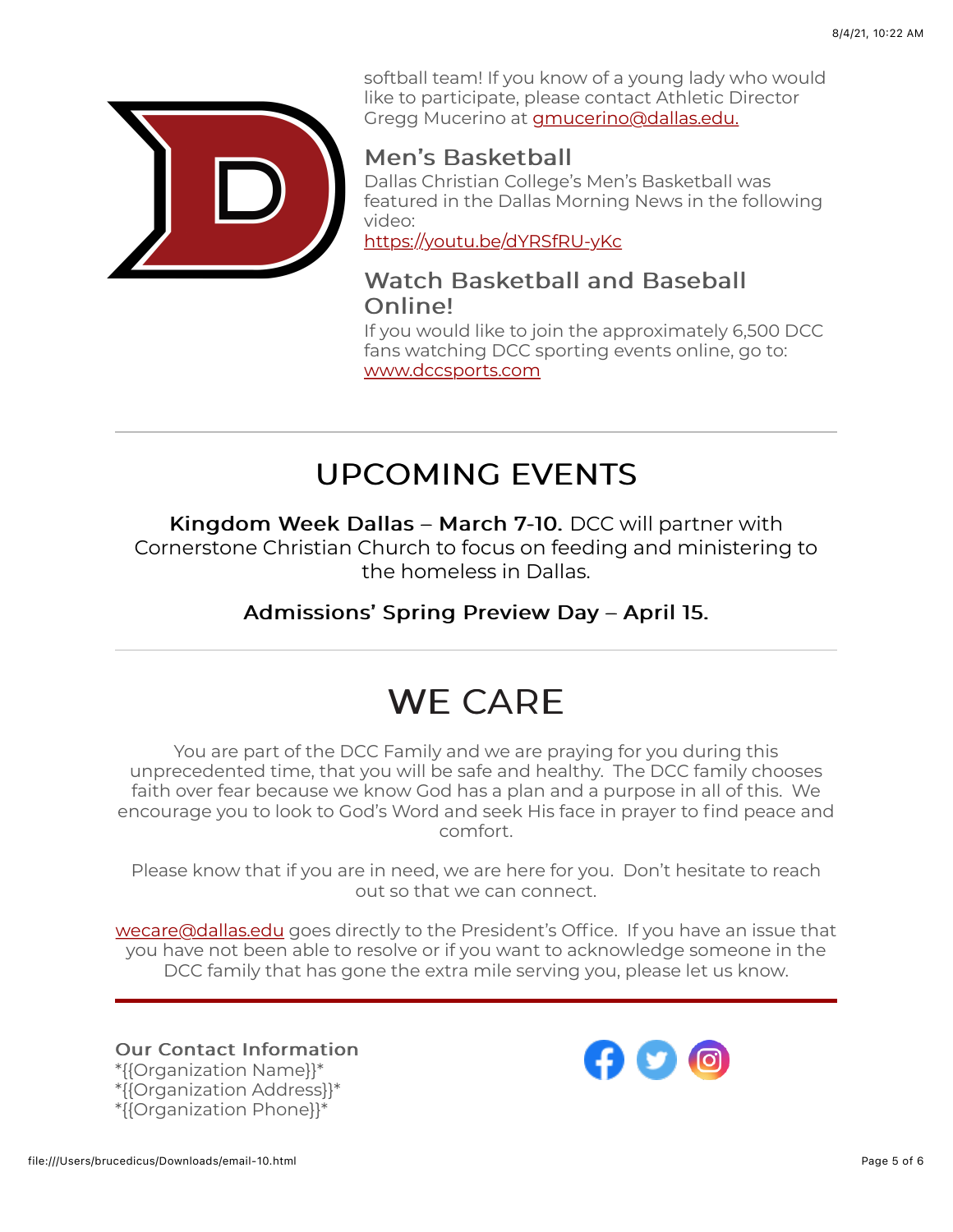softball team! If you know of a young lady who would like to participate, please contact Athletic Director Gregg Mucerino at gmucerino@dallas.edu.

### Men's Basketball

Dallas Christian College's Men's Basketball was featured in the Dallas Morning News in the following video:
https://youtu.be/dYRSfRU-yKc

### Watch Basketball and Baseball Online!

If you would like to join the approximately 6,500 DCC fans watching DCC sporting events online, go to: www.dccsports.com

---

## UPCOMING EVENTS

**Kingdom Week Dallas – March 7-10.** DCC will partner with Cornerstone Christian Church to focus on feeding and ministering to the homeless in Dallas.

**Admissions' Spring Preview Day – April 15.**

---

## WE CARE

You are part of the DCC Family and we are praying for you during this unprecedented time, that you will be safe and healthy. The DCC family chooses faith over fear because we know God has a plan and a purpose in all of this. We encourage you to look to God's Word and seek His face in prayer to find peace and comfort.

Please know that if you are in need, we are here for you. Don't hesitate to reach out so that we can connect.

wecare@dallas.edu goes directly to the President's Office. If you have an issue that you have not been able to resolve or if you want to acknowledge someone in the DCC family that has gone the extra mile serving you, please let us know.

---

**Our Contact Information**
*{{Organization Name}}*
*{{Organization Address}}*
*{{Organization Phone}}*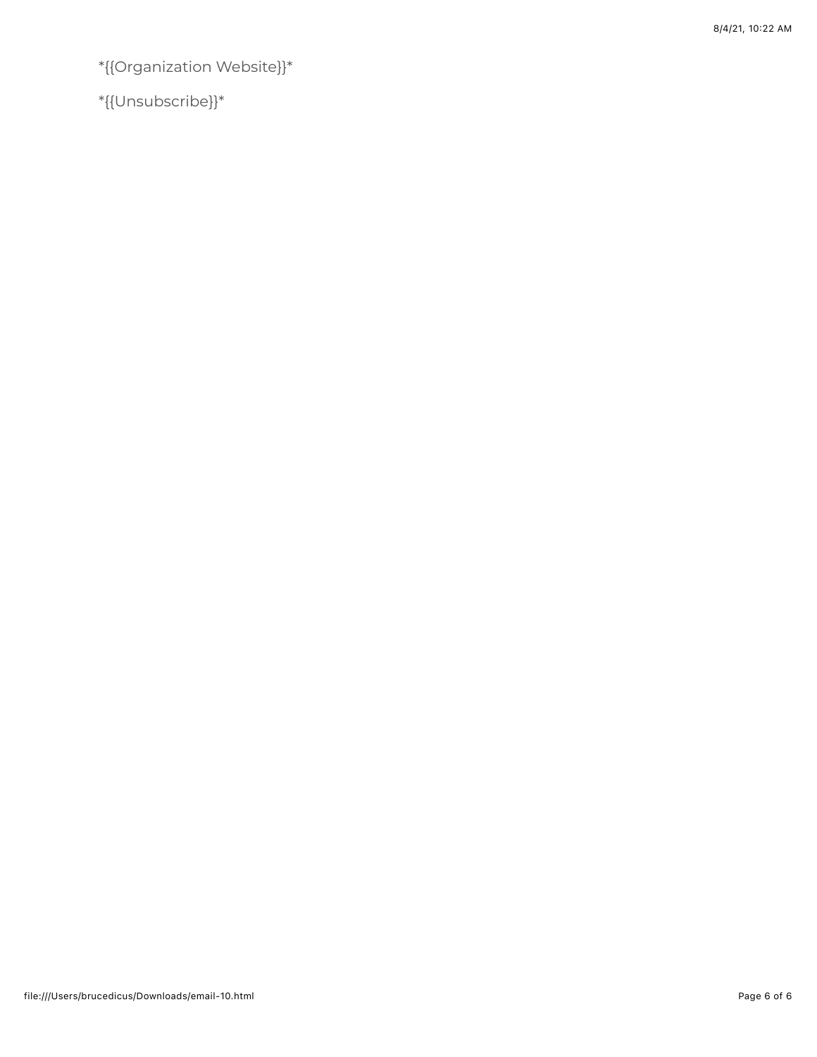*{{Organization Website}}*

*{{Unsubscribe}}*